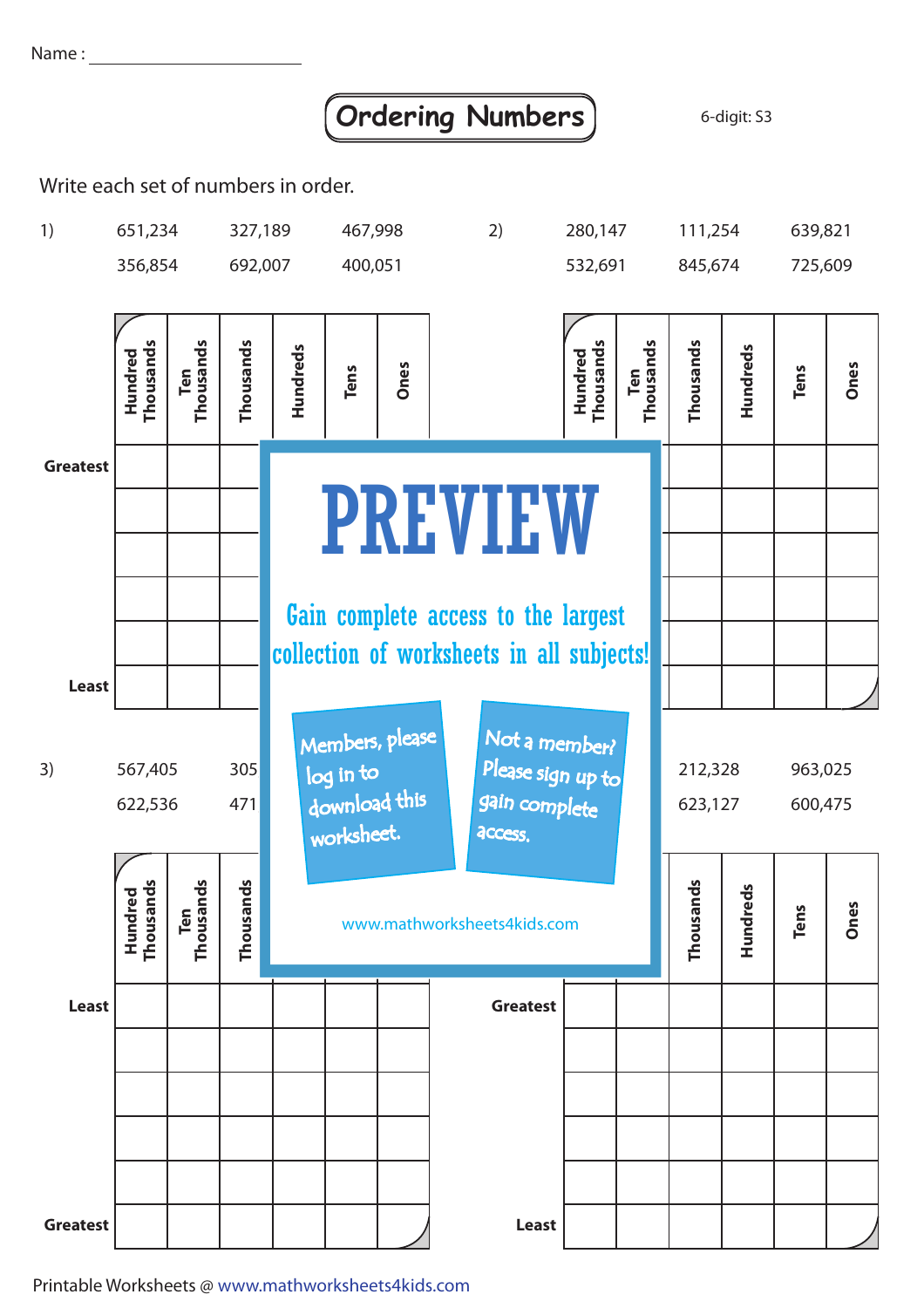Name : ______________________

# Ordering Numbers

6-digit: S3

Write each set of numbers in order.

1) 651,234 327,189 467,998
356,854 692,007 400,051

| | Hundred Thousands | Ten Thousands | Thousands | Hundreds | Tens | Ones |
|---|---|---|---|---|---|---|
| Greatest | | | | | | |
| | | | | | | |
| | | | | | | |
| | | | | | | |
| | | | | | | |
| Least | | | | | | |

2) 280,147 111,254 639,821
532,691 845,674 725,609

| | Hundred Thousands | Ten Thousands | Thousands | Hundreds | Tens | Ones |
|---|---|---|---|---|---|---|
| Greatest | | | | | | |
| | | | | | | |
| | | | | | | |
| | | | | | | |
| | | | | | | |
| Least | | | | | | |

PREVIEW

Gain complete access to the largest collection of worksheets in all subjects!

Members, please log in to download this worksheet.

Not a member? Please sign up to gain complete access.

www.mathworksheets4kids.com

3) 567,405 305
622,536 471

| | Hundred Thousands | Ten Thousands | Thousands | Hundreds | Tens | Ones |
|---|---|---|---|---|---|---|
| Least | | | | | | |
| | | | | | | |
| | | | | | | |
| | | | | | | |
| | | | | | | |
| Greatest | | | | | | |

212,328 963,025
623,127 600,475

| | Hundred Thousands | Ten Thousands | Thousands | Hundreds | Tens | Ones |
|---|---|---|---|---|---|---|
| Greatest | | | | | | |
| | | | | | | |
| | | | | | | |
| | | | | | | |
| | | | | | | |
| Least | | | | | | |

Printable Worksheets @ www.mathworksheets4kids.com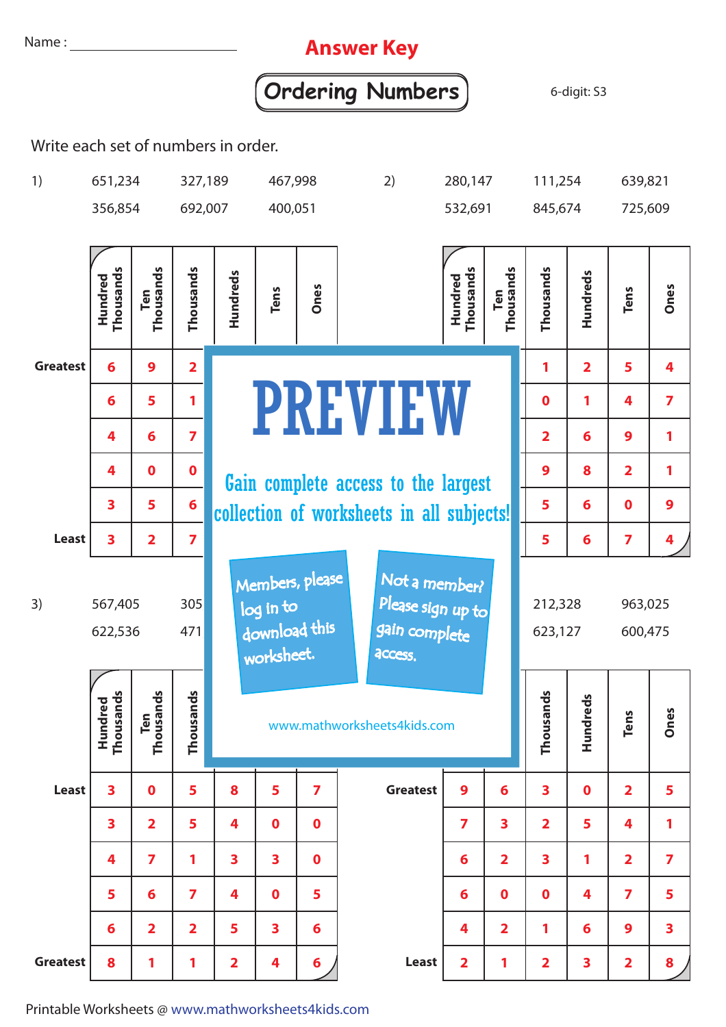Name : ______________________

**Answer Key**

# Ordering Numbers

6-digit: S3

Write each set of numbers in order.

1) 651,234    327,189    467,998
   356,854    692,007    400,051

2) 280,147    111,254    639,821
   532,691    845,674    725,609

| | Hundred Thousands | Ten Thousands | Thousands | Hundreds | Tens | Ones |
|---|---|---|---|---|---|---|
| Greatest | 6 | 9 | 2 | | | |
| | 6 | 5 | 1 | | | |
| | 4 | 6 | 7 | | | |
| | 4 | 0 | 0 | | | |
| | 3 | 5 | 6 | | | |
| Least | 3 | 2 | 7 | | | |

| | Hundred Thousands | Ten Thousands | Thousands | Hundreds | Tens | Ones |
|---|---|---|---|---|---|---|
| | | | 1 | 2 | 5 | 4 |
| | | | 0 | 1 | 4 | 7 |
| | | | 2 | 6 | 9 | 1 |
| | | | 9 | 8 | 2 | 1 |
| | | | 5 | 6 | 0 | 9 |
| | | | 5 | 6 | 7 | 4 |

3) 567,405    305
   622,536    471

212,328    963,025
623,127    600,475

| | Hundred Thousands | Ten Thousands | Thousands | | | |
|---|---|---|---|---|---|---|
| Least | 3 | 0 | 5 | 8 | 5 | 7 |
| | 3 | 2 | 5 | 4 | 0 | 0 |
| | 4 | 7 | 1 | 3 | 3 | 0 |
| | 5 | 6 | 7 | 4 | 0 | 5 |
| | 6 | 2 | 2 | 5 | 3 | 6 |
| Greatest | 8 | 1 | 1 | 2 | 4 | 6 |

| | | | Thousands | Hundreds | Tens | Ones |
|---|---|---|---|---|---|---|
| Greatest | 9 | 6 | 3 | 0 | 2 | 5 |
| | 7 | 3 | 2 | 5 | 4 | 1 |
| | 6 | 2 | 3 | 1 | 2 | 7 |
| | 6 | 0 | 0 | 4 | 7 | 5 |
| | 4 | 2 | 1 | 6 | 9 | 3 |
| Least | 2 | 1 | 2 | 3 | 2 | 8 |

PREVIEW

Gain complete access to the largest collection of worksheets in all subjects!

Members, please log in to download this worksheet.

Not a member? Please sign up to gain complete access.

www.mathworksheets4kids.com

Printable Worksheets @ www.mathworksheets4kids.com